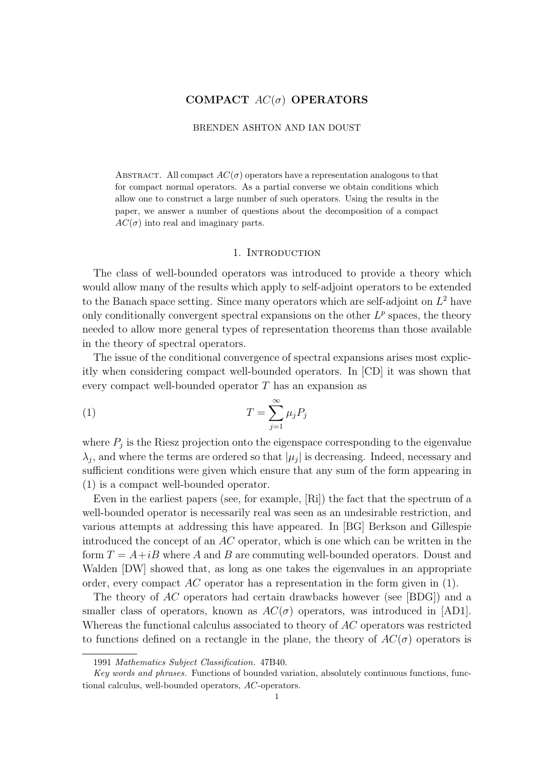# COMPACT $AC(\sigma)$ OPERATORS

BRENDEN ASHTON AND IAN DOUST

Abstract. All compact $AC(\sigma)$ operators have a representation analogous to that for compact normal operators. As a partial converse we obtain conditions which allow one to construct a large number of such operators. Using the results in the paper, we answer a number of questions about the decomposition of a compact $AC(\sigma)$ into real and imaginary parts.

## 1. Introduction

The class of well-bounded operators was introduced to provide a theory which would allow many of the results which apply to self-adjoint operators to be extended to the Banach space setting. Since many operators which are self-adjoint on $L^2$ have only conditionally convergent spectral expansions on the other $L^p$ spaces, the theory needed to allow more general types of representation theorems than those available in the theory of spectral operators.

The issue of the conditional convergence of spectral expansions arises most explicitly when considering compact well-bounded operators. In [CD] it was shown that every compact well-bounded operator $T$ has an expansion as

$$T = \sum_{j=1}^{\infty} \mu_j P_j \tag{1}$$

where $P_j$ is the Riesz projection onto the eigenspace corresponding to the eigenvalue $\lambda_j$, and where the terms are ordered so that $|\mu_j|$ is decreasing. Indeed, necessary and sufficient conditions were given which ensure that any sum of the form appearing in (1) is a compact well-bounded operator.

Even in the earliest papers (see, for example, [Ri]) the fact that the spectrum of a well-bounded operator is necessarily real was seen as an undesirable restriction, and various attempts at addressing this have appeared. In [BG] Berkson and Gillespie introduced the concept of an $AC$ operator, which is one which can be written in the form $T = A+iB$ where $A$ and $B$ are commuting well-bounded operators. Doust and Walden [DW] showed that, as long as one takes the eigenvalues in an appropriate order, every compact $AC$ operator has a representation in the form given in (1).

The theory of $AC$ operators had certain drawbacks however (see [BDG]) and a smaller class of operators, known as $AC(\sigma)$ operators, was introduced in [AD1]. Whereas the functional calculus associated to theory of $AC$ operators was restricted to functions defined on a rectangle in the plane, the theory of $AC(\sigma)$ operators is

1991 *Mathematics Subject Classification.* 47B40.

*Key words and phrases.* Functions of bounded variation, absolutely continuous functions, functional calculus, well-bounded operators, $AC$-operators.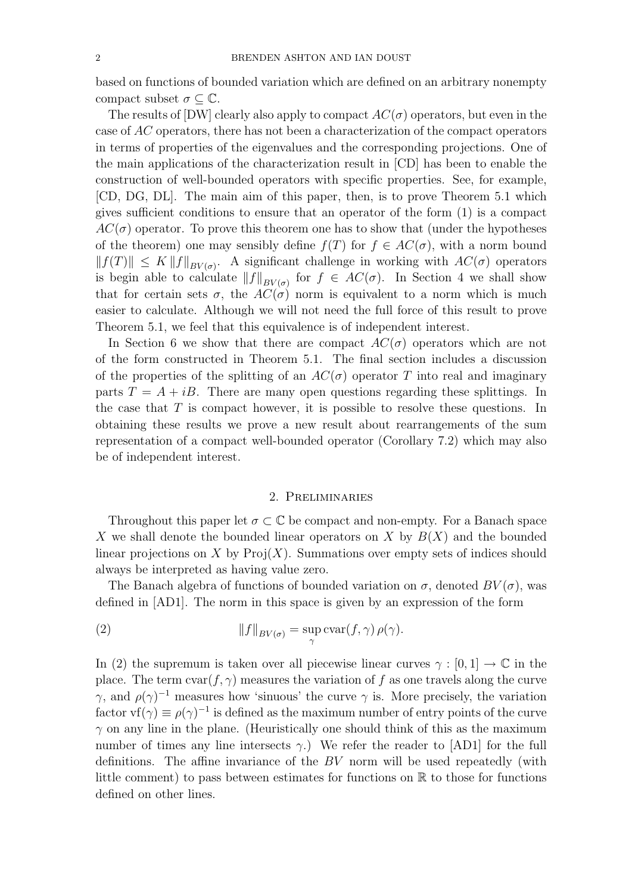based on functions of bounded variation which are defined on an arbitrary nonempty compact subset $\sigma \subseteq \mathbb{C}$.

The results of [DW] clearly also apply to compact $AC(\sigma)$ operators, but even in the case of $AC$ operators, there has not been a characterization of the compact operators in terms of properties of the eigenvalues and the corresponding projections. One of the main applications of the characterization result in [CD] has been to enable the construction of well-bounded operators with specific properties. See, for example, [CD, DG, DL]. The main aim of this paper, then, is to prove Theorem 5.1 which gives sufficient conditions to ensure that an operator of the form (1) is a compact $AC(\sigma)$ operator. To prove this theorem one has to show that (under the hypotheses of the theorem) one may sensibly define $f(T)$ for $f \in AC(\sigma)$, with a norm bound $\|f(T)\| \le K \|f\|_{BV(\sigma)}$. A significant challenge in working with $AC(\sigma)$ operators is begin able to calculate $\|f\|_{BV(\sigma)}$ for $f \in AC(\sigma)$. In Section 4 we shall show that for certain sets $\sigma$, the $AC(\sigma)$ norm is equivalent to a norm which is much easier to calculate. Although we will not need the full force of this result to prove Theorem 5.1, we feel that this equivalence is of independent interest.

In Section 6 we show that there are compact $AC(\sigma)$ operators which are not of the form constructed in Theorem 5.1. The final section includes a discussion of the properties of the splitting of an $AC(\sigma)$ operator $T$ into real and imaginary parts $T = A + iB$. There are many open questions regarding these splittings. In the case that $T$ is compact however, it is possible to resolve these questions. In obtaining these results we prove a new result about rearrangements of the sum representation of a compact well-bounded operator (Corollary 7.2) which may also be of independent interest.

## 2. Preliminaries

Throughout this paper let $\sigma \subset \mathbb{C}$ be compact and non-empty. For a Banach space $X$ we shall denote the bounded linear operators on $X$ by $B(X)$ and the bounded linear projections on $X$ by $\mathrm{Proj}(X)$. Summations over empty sets of indices should always be interpreted as having value zero.

The Banach algebra of functions of bounded variation on $\sigma$, denoted $BV(\sigma)$, was defined in [AD1]. The norm in this space is given by an expression of the form

$$\|f\|_{BV(\sigma)} = \sup_{\gamma} \mathrm{cvar}(f, \gamma)\, \rho(\gamma). \tag{2}$$

In (2) the supremum is taken over all piecewise linear curves $\gamma : [0, 1] \to \mathbb{C}$ in the place. The term $\mathrm{cvar}(f, \gamma)$ measures the variation of $f$ as one travels along the curve $\gamma$, and $\rho(\gamma)^{-1}$ measures how 'sinuous' the curve $\gamma$ is. More precisely, the variation factor $\mathrm{vf}(\gamma) \equiv \rho(\gamma)^{-1}$ is defined as the maximum number of entry points of the curve $\gamma$ on any line in the plane. (Heuristically one should think of this as the maximum number of times any line intersects $\gamma$.) We refer the reader to [AD1] for the full definitions. The affine invariance of the $BV$ norm will be used repeatedly (with little comment) to pass between estimates for functions on $\mathbb{R}$ to those for functions defined on other lines.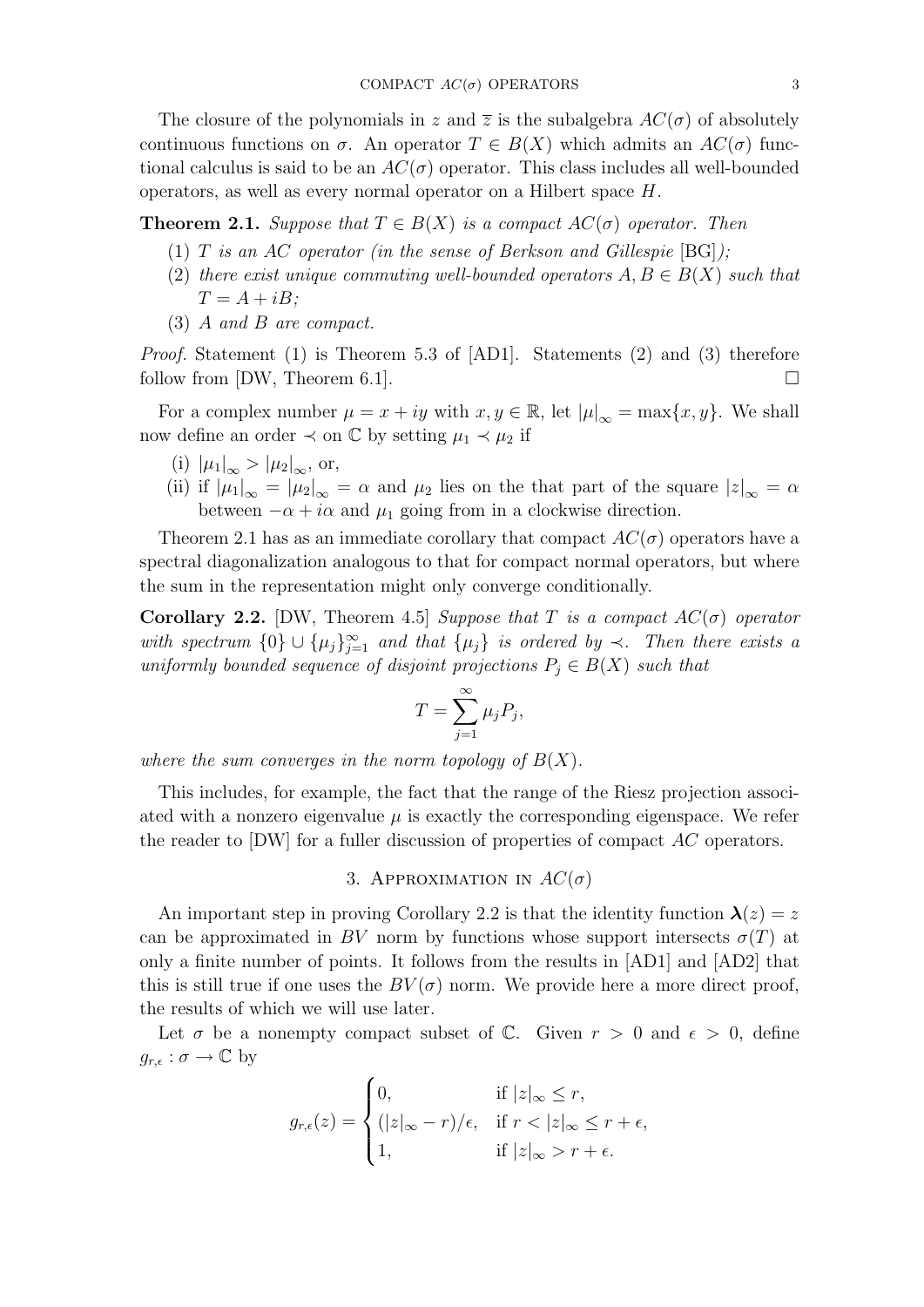The closure of the polynomials in $z$ and $\overline{z}$ is the subalgebra $AC(\sigma)$ of absolutely continuous functions on $\sigma$. An operator $T \in B(X)$ which admits an $AC(\sigma)$ functional calculus is said to be an $AC(\sigma)$ operator. This class includes all well-bounded operators, as well as every normal operator on a Hilbert space $H$.

**Theorem 2.1.** *Suppose that $T \in B(X)$ is a compact $AC(\sigma)$ operator. Then*

1. *$T$ is an AC operator (in the sense of Berkson and Gillespie* [BG]*);*
2. *there exist unique commuting well-bounded operators $A, B \in B(X)$ such that $T = A + iB$;*
3. *$A$ and $B$ are compact.*

*Proof.* Statement (1) is Theorem 5.3 of [AD1]. Statements (2) and (3) therefore follow from [DW, Theorem 6.1]. $\square$

For a complex number $\mu = x + iy$ with $x, y \in \mathbb{R}$, let $|\mu|_\infty = \max\{x, y\}$. We shall now define an order $\prec$ on $\mathbb{C}$ by setting $\mu_1 \prec \mu_2$ if

(i) $|\mu_1|_\infty > |\mu_2|_\infty$, or,

(ii) if $|\mu_1|_\infty = |\mu_2|_\infty = \alpha$ and $\mu_2$ lies on the that part of the square $|z|_\infty = \alpha$ between $-\alpha + i\alpha$ and $\mu_1$ going from in a clockwise direction.

Theorem 2.1 has as an immediate corollary that compact $AC(\sigma)$ operators have a spectral diagonalization analogous to that for compact normal operators, but where the sum in the representation might only converge conditionally.

**Corollary 2.2.** [DW, Theorem 4.5] *Suppose that $T$ is a compact $AC(\sigma)$ operator with spectrum $\{0\} \cup \{\mu_j\}_{j=1}^\infty$ and that $\{\mu_j\}$ is ordered by $\prec$. Then there exists a uniformly bounded sequence of disjoint projections $P_j \in B(X)$ such that*

$$T = \sum_{j=1}^{\infty} \mu_j P_j,$$

*where the sum converges in the norm topology of $B(X)$.*

This includes, for example, the fact that the range of the Riesz projection associated with a nonzero eigenvalue $\mu$ is exactly the corresponding eigenspace. We refer the reader to [DW] for a fuller discussion of properties of compact $AC$ operators.

## 3. Approximation in $AC(\sigma)$

An important step in proving Corollary 2.2 is that the identity function $\boldsymbol{\lambda}(z) = z$ can be approximated in $BV$ norm by functions whose support intersects $\sigma(T)$ at only a finite number of points. It follows from the results in [AD1] and [AD2] that this is still true if one uses the $BV(\sigma)$ norm. We provide here a more direct proof, the results of which we will use later.

Let $\sigma$ be a nonempty compact subset of $\mathbb{C}$. Given $r > 0$ and $\epsilon > 0$, define $g_{r,\epsilon} : \sigma \to \mathbb{C}$ by

$$g_{r,\epsilon}(z) = \begin{cases} 0, & \text{if } |z|_\infty \le r, \\ (|z|_\infty - r)/\epsilon, & \text{if } r < |z|_\infty \le r + \epsilon, \\ 1, & \text{if } |z|_\infty > r + \epsilon. \end{cases}$$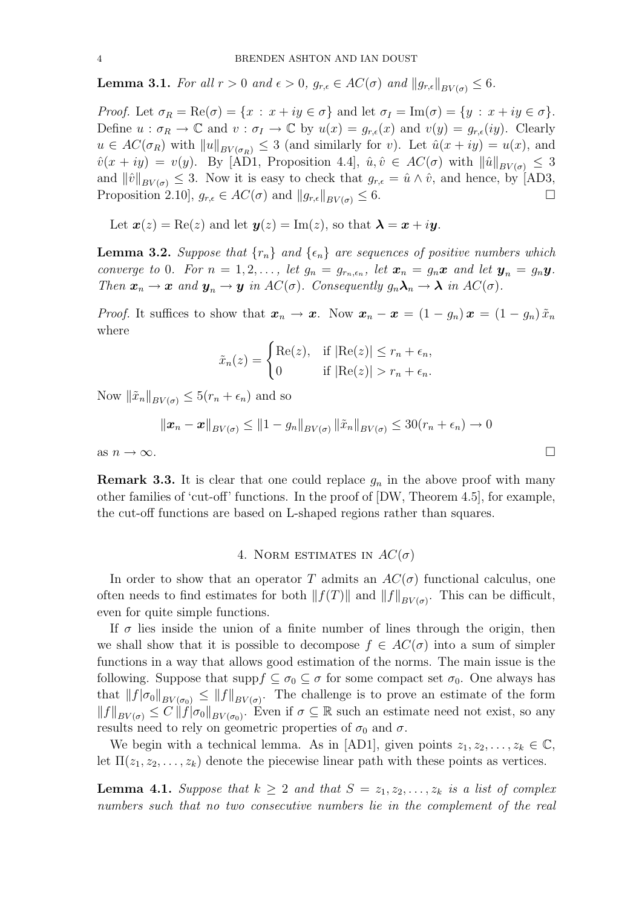**Lemma 3.1.** *For all $r > 0$ and $\epsilon > 0$, $g_{r,\epsilon} \in AC(\sigma)$ and $\|g_{r,\epsilon}\|_{BV(\sigma)} \le 6$.*

*Proof.* Let $\sigma_R = \mathrm{Re}(\sigma) = \{x : x + iy \in \sigma\}$ and let $\sigma_I = \mathrm{Im}(\sigma) = \{y : x + iy \in \sigma\}$. Define $u : \sigma_R \to \mathbb{C}$ and $v : \sigma_I \to \mathbb{C}$ by $u(x) = g_{r,\epsilon}(x)$ and $v(y) = g_{r,\epsilon}(iy)$. Clearly $u \in AC(\sigma_R)$ with $\|u\|_{BV(\sigma_R)} \le 3$ (and similarly for $v$). Let $\hat{u}(x + iy) = u(x)$, and $\hat{v}(x + iy) = v(y)$. By [AD1, Proposition 4.4], $\hat{u}, \hat{v} \in AC(\sigma)$ with $\|\hat{u}\|_{BV(\sigma)} \le 3$ and $\|\hat{v}\|_{BV(\sigma)} \le 3$. Now it is easy to check that $g_{r,\epsilon} = \hat{u} \wedge \hat{v}$, and hence, by [AD3, Proposition 2.10], $g_{r,\epsilon} \in AC(\sigma)$ and $\|g_{r,\epsilon}\|_{BV(\sigma)} \le 6$. □

Let $\boldsymbol{x}(z) = \mathrm{Re}(z)$ and let $\boldsymbol{y}(z) = \mathrm{Im}(z)$, so that $\boldsymbol{\lambda} = \boldsymbol{x} + i\boldsymbol{y}$.

**Lemma 3.2.** *Suppose that $\{r_n\}$ and $\{\epsilon_n\}$ are sequences of positive numbers which converge to 0. For $n = 1, 2, \ldots$, let $g_n = g_{r_n,\epsilon_n}$, let $\boldsymbol{x}_n = g_n\boldsymbol{x}$ and let $\boldsymbol{y}_n = g_n\boldsymbol{y}$. Then $\boldsymbol{x}_n \to \boldsymbol{x}$ and $\boldsymbol{y}_n \to \boldsymbol{y}$ in $AC(\sigma)$. Consequently $g_n\boldsymbol{\lambda}_n \to \boldsymbol{\lambda}$ in $AC(\sigma)$.*

*Proof.* It suffices to show that $\boldsymbol{x}_n \to \boldsymbol{x}$. Now $\boldsymbol{x}_n - \boldsymbol{x} = (1 - g_n)\,\boldsymbol{x} = (1 - g_n)\,\tilde{x}_n$ where

$$\tilde{x}_n(z) = \begin{cases} \mathrm{Re}(z), & \text{if } |\mathrm{Re}(z)| \le r_n + \epsilon_n, \\ 0 & \text{if } |\mathrm{Re}(z)| > r_n + \epsilon_n. \end{cases}$$

Now $\|\tilde{x}_n\|_{BV(\sigma)} \le 5(r_n + \epsilon_n)$ and so

$$\|\boldsymbol{x}_n - \boldsymbol{x}\|_{BV(\sigma)} \le \|1 - g_n\|_{BV(\sigma)} \|\tilde{x}_n\|_{BV(\sigma)} \le 30(r_n + \epsilon_n) \to 0$$

as $n \to \infty$. □

**Remark 3.3.** It is clear that one could replace $g_n$ in the above proof with many other families of 'cut-off' functions. In the proof of [DW, Theorem 4.5], for example, the cut-off functions are based on L-shaped regions rather than squares.

## 4. Norm estimates in $AC(\sigma)$

In order to show that an operator $T$ admits an $AC(\sigma)$ functional calculus, one often needs to find estimates for both $\|f(T)\|$ and $\|f\|_{BV(\sigma)}$. This can be difficult, even for quite simple functions.

If $\sigma$ lies inside the union of a finite number of lines through the origin, then we shall show that it is possible to decompose $f \in AC(\sigma)$ into a sum of simpler functions in a way that allows good estimation of the norms. The main issue is the following. Suppose that $\mathrm{supp} f \subseteq \sigma_0 \subseteq \sigma$ for some compact set $\sigma_0$. One always has that $\|f|\sigma_0\|_{BV(\sigma_0)} \le \|f\|_{BV(\sigma)}$. The challenge is to prove an estimate of the form $\|f\|_{BV(\sigma)} \le C\,\|f|\sigma_0\|_{BV(\sigma_0)}$. Even if $\sigma \subseteq \mathbb{R}$ such an estimate need not exist, so any results need to rely on geometric properties of $\sigma_0$ and $\sigma$.

We begin with a technical lemma. As in [AD1], given points $z_1, z_2, \ldots, z_k \in \mathbb{C}$, let $\Pi(z_1, z_2, \ldots, z_k)$ denote the piecewise linear path with these points as vertices.

**Lemma 4.1.** *Suppose that $k \ge 2$ and that $S = z_1, z_2, \ldots, z_k$ is a list of complex numbers such that no two consecutive numbers lie in the complement of the real*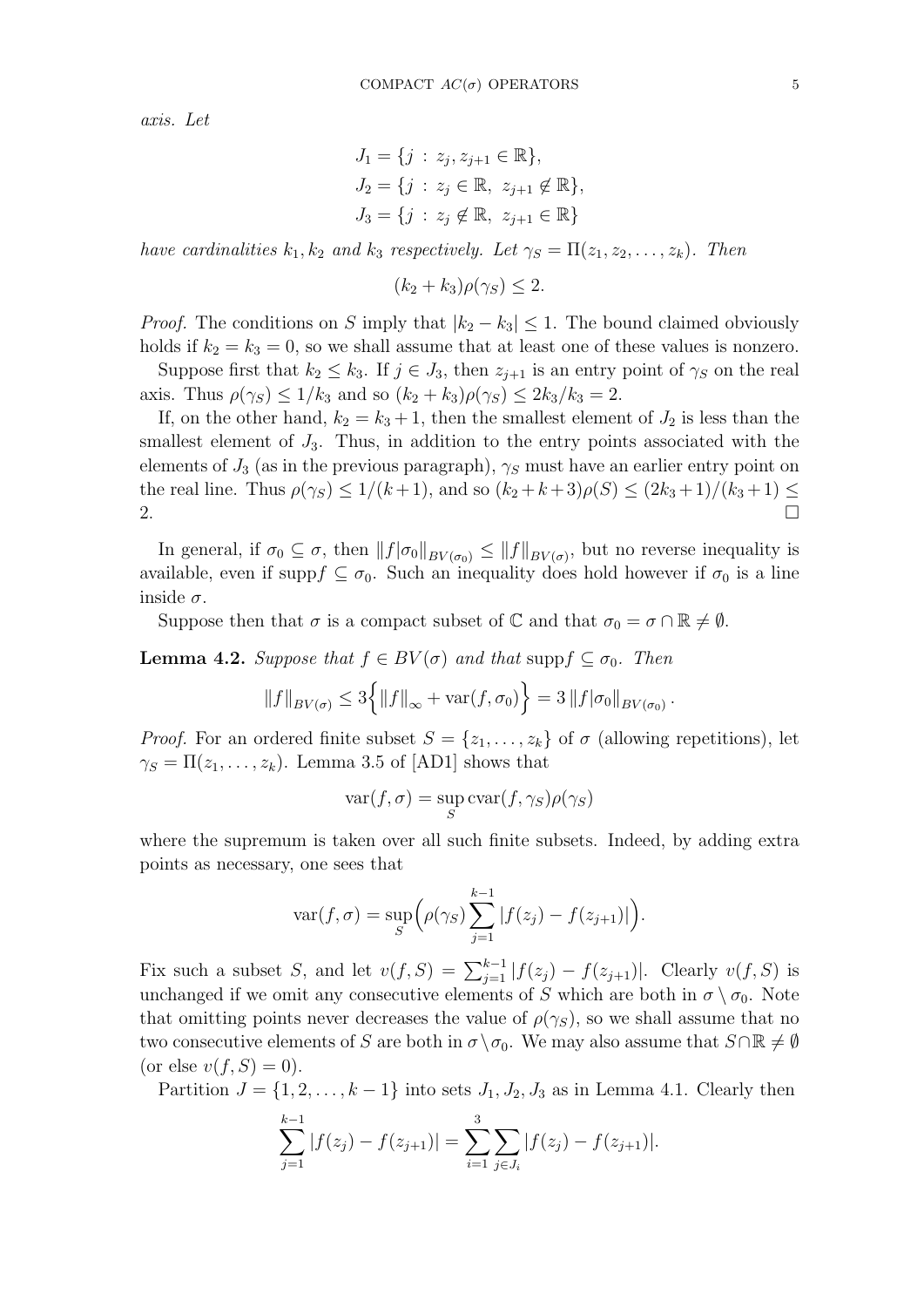*axis. Let*

$$J_1 = \{j \,:\, z_j, z_{j+1} \in \mathbb{R}\},$$
$$J_2 = \{j \,:\, z_j \in \mathbb{R},\ z_{j+1} \notin \mathbb{R}\},$$
$$J_3 = \{j \,:\, z_j \notin \mathbb{R},\ z_{j+1} \in \mathbb{R}\}$$

*have cardinalities $k_1, k_2$ and $k_3$ respectively. Let $\gamma_S = \Pi(z_1, z_2, \dots, z_k)$. Then*

$$(k_2 + k_3)\rho(\gamma_S) \le 2.$$

*Proof.* The conditions on $S$ imply that $|k_2 - k_3| \le 1$. The bound claimed obviously holds if $k_2 = k_3 = 0$, so we shall assume that at least one of these values is nonzero.

Suppose first that $k_2 \le k_3$. If $j \in J_3$, then $z_{j+1}$ is an entry point of $\gamma_S$ on the real axis. Thus $\rho(\gamma_S) \le 1/k_3$ and so $(k_2 + k_3)\rho(\gamma_S) \le 2k_3/k_3 = 2$.

If, on the other hand, $k_2 = k_3 + 1$, then the smallest element of $J_2$ is less than the smallest element of $J_3$. Thus, in addition to the entry points associated with the elements of $J_3$ (as in the previous paragraph), $\gamma_S$ must have an earlier entry point on the real line. Thus $\rho(\gamma_S) \le 1/(k+1)$, and so $(k_2 + k + 3)\rho(S) \le (2k_3 + 1)/(k_3 + 1) \le 2$. $\square$

In general, if $\sigma_0 \subseteq \sigma$, then $\|f|\sigma_0\|_{BV(\sigma_0)} \le \|f\|_{BV(\sigma)}$, but no reverse inequality is available, even if $\mathrm{supp} f \subseteq \sigma_0$. Such an inequality does hold however if $\sigma_0$ is a line inside $\sigma$.

Suppose then that $\sigma$ is a compact subset of $\mathbb{C}$ and that $\sigma_0 = \sigma \cap \mathbb{R} \ne \emptyset$.

**Lemma 4.2.** *Suppose that $f \in BV(\sigma)$ and that $\mathrm{supp} f \subseteq \sigma_0$. Then*

$$\|f\|_{BV(\sigma)} \le 3\Big\{\|f\|_\infty + \mathrm{var}(f, \sigma_0)\Big\} = 3\,\|f|\sigma_0\|_{BV(\sigma_0)}\,.$$

*Proof.* For an ordered finite subset $S = \{z_1, \dots, z_k\}$ of $\sigma$ (allowing repetitions), let $\gamma_S = \Pi(z_1, \dots, z_k)$. Lemma 3.5 of [AD1] shows that

$$\mathrm{var}(f, \sigma) = \sup_S \mathrm{cvar}(f, \gamma_S)\rho(\gamma_S)$$

where the supremum is taken over all such finite subsets. Indeed, by adding extra points as necessary, one sees that

$$\mathrm{var}(f, \sigma) = \sup_S \Big(\rho(\gamma_S) \sum_{j=1}^{k-1} |f(z_j) - f(z_{j+1})|\Big).$$

Fix such a subset $S$, and let $v(f, S) = \sum_{j=1}^{k-1} |f(z_j) - f(z_{j+1})|$. Clearly $v(f, S)$ is unchanged if we omit any consecutive elements of $S$ which are both in $\sigma \setminus \sigma_0$. Note that omitting points never decreases the value of $\rho(\gamma_S)$, so we shall assume that no two consecutive elements of $S$ are both in $\sigma \setminus \sigma_0$. We may also assume that $S \cap \mathbb{R} \ne \emptyset$ (or else $v(f, S) = 0$).

Partition $J = \{1, 2, \dots, k-1\}$ into sets $J_1, J_2, J_3$ as in Lemma 4.1. Clearly then

$$\sum_{j=1}^{k-1} |f(z_j) - f(z_{j+1})| = \sum_{i=1}^{3} \sum_{j \in J_i} |f(z_j) - f(z_{j+1})|.$$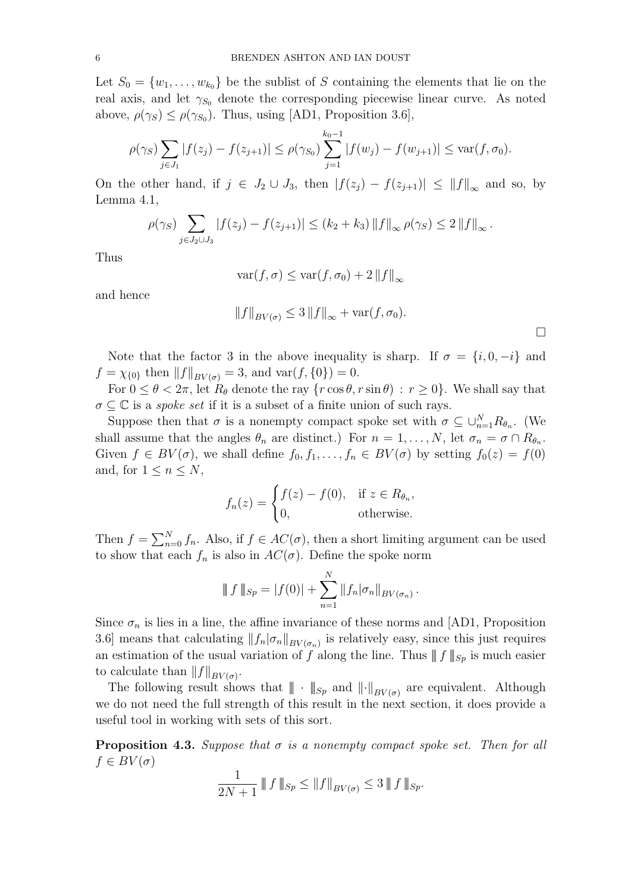Let $S_0 = \{w_1, \dots, w_{k_0}\}$ be the sublist of $S$ containing the elements that lie on the real axis, and let $\gamma_{S_0}$ denote the corresponding piecewise linear curve. As noted above, $\rho(\gamma_S) \le \rho(\gamma_{S_0})$. Thus, using [AD1, Proposition 3.6],

$$\rho(\gamma_S) \sum_{j \in J_1} |f(z_j) - f(z_{j+1})| \le \rho(\gamma_{S_0}) \sum_{j=1}^{k_0 - 1} |f(w_j) - f(w_{j+1})| \le \operatorname{var}(f, \sigma_0).$$

On the other hand, if $j \in J_2 \cup J_3$, then $|f(z_j) - f(z_{j+1})| \le \|f\|_\infty$ and so, by Lemma 4.1,

$$\rho(\gamma_S) \sum_{j \in J_2 \cup J_3} |f(z_j) - f(z_{j+1})| \le (k_2 + k_3) \|f\|_\infty \rho(\gamma_S) \le 2 \|f\|_\infty .$$

Thus

$$\operatorname{var}(f, \sigma) \le \operatorname{var}(f, \sigma_0) + 2 \|f\|_\infty$$

and hence

$$\|f\|_{BV(\sigma)} \le 3 \|f\|_\infty + \operatorname{var}(f, \sigma_0).$$

$\square$

Note that the factor 3 in the above inequality is sharp. If $\sigma = \{i, 0, -i\}$ and $f = \chi_{\{0\}}$ then $\|f\|_{BV(\sigma)} = 3$, and $\operatorname{var}(f, \{0\}) = 0$.

For $0 \le \theta < 2\pi$, let $R_\theta$ denote the ray $\{r \cos\theta, r \sin\theta) \,:\, r \ge 0\}$. We shall say that $\sigma \subseteq \mathbb{C}$ is a *spoke set* if it is a subset of a finite union of such rays.

Suppose then that $\sigma$ is a nonempty compact spoke set with $\sigma \subseteq \cup_{n=1}^N R_{\theta_n}$. (We shall assume that the angles $\theta_n$ are distinct.) For $n = 1, \dots, N$, let $\sigma_n = \sigma \cap R_{\theta_n}$. Given $f \in BV(\sigma)$, we shall define $f_0, f_1, \dots, f_n \in BV(\sigma)$ by setting $f_0(z) = f(0)$ and, for $1 \le n \le N$,

$$f_n(z) = \begin{cases} f(z) - f(0), & \text{if } z \in R_{\theta_n}, \\ 0, & \text{otherwise.} \end{cases}$$

Then $f = \sum_{n=0}^N f_n$. Also, if $f \in AC(\sigma)$, then a short limiting argument can be used to show that each $f_n$ is also in $AC(\sigma)$. Define the spoke norm

$$\| f \|_{Sp} = |f(0)| + \sum_{n=1}^N \|f_n | \sigma_n\|_{BV(\sigma_n)} .$$

Since $\sigma_n$ is lies in a line, the affine invariance of these norms and [AD1, Proposition 3.6] means that calculating $\|f_n|\sigma_n\|_{BV(\sigma_n)}$ is relatively easy, since this just requires an estimation of the usual variation of $f$ along the line. Thus $\| f \|_{Sp}$ is much easier to calculate than $\|f\|_{BV(\sigma)}$.

The following result shows that $\| \cdot \|_{Sp}$ and $\|\cdot\|_{BV(\sigma)}$ are equivalent. Although we do not need the full strength of this result in the next section, it does provide a useful tool in working with sets of this sort.

**Proposition 4.3.** *Suppose that $\sigma$ is a nonempty compact spoke set. Then for all $f \in BV(\sigma)$*

$$\frac{1}{2N+1} \| f \|_{Sp} \le \|f\|_{BV(\sigma)} \le 3 \| f \|_{Sp}.$$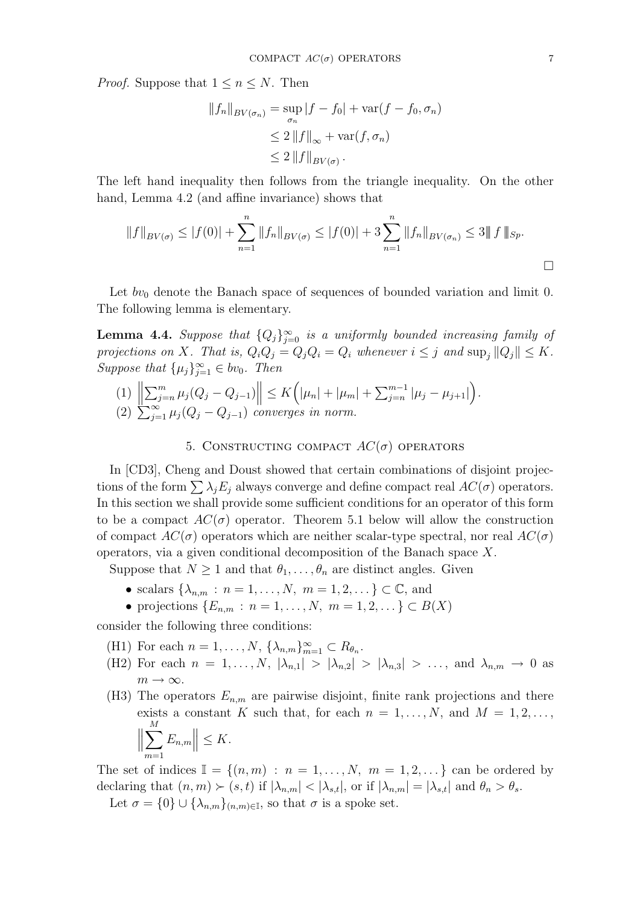*Proof.* Suppose that $1 \le n \le N$. Then

$$\begin{aligned}
\|f_n\|_{BV(\sigma_n)} &= \sup_{\sigma_n} |f - f_0| + \operatorname{var}(f - f_0, \sigma_n) \\
&\le 2\|f\|_\infty + \operatorname{var}(f, \sigma_n) \\
&\le 2\|f\|_{BV(\sigma)}.
\end{aligned}$$

The left hand inequality then follows from the triangle inequality. On the other hand, Lemma 4.2 (and affine invariance) shows that

$$\|f\|_{BV(\sigma)} \le |f(0)| + \sum_{n=1}^{n} \|f_n\|_{BV(\sigma)} \le |f(0)| + 3\sum_{n=1}^{n} \|f_n\|_{BV(\sigma_n)} \le 3|\!|\!| f |\!|\!|_{Sp}.$$

$\square$

Let $bv_0$ denote the Banach space of sequences of bounded variation and limit 0. The following lemma is elementary.

**Lemma 4.4.** *Suppose that $\{Q_j\}_{j=0}^\infty$ is a uniformly bounded increasing family of projections on $X$. That is, $Q_iQ_j = Q_jQ_i = Q_i$ whenever $i \le j$ and $\sup_j \|Q_j\| \le K$. Suppose that $\{\mu_j\}_{j=1}^\infty \in bv_0$. Then*

1. $\left\|\sum_{j=n}^m \mu_j(Q_j - Q_{j-1})\right\| \le K\Big(|\mu_n| + |\mu_m| + \sum_{j=n}^{m-1} |\mu_j - \mu_{j+1}|\Big)$.
2. $\sum_{j=1}^\infty \mu_j(Q_j - Q_{j-1})$ *converges in norm.*

## 5. Constructing compact $AC(\sigma)$ operators

In [CD3], Cheng and Doust showed that certain combinations of disjoint projections of the form $\sum \lambda_j E_j$ always converge and define compact real $AC(\sigma)$ operators. In this section we shall provide some sufficient conditions for an operator of this form to be a compact $AC(\sigma)$ operator. Theorem 5.1 below will allow the construction of compact $AC(\sigma)$ operators which are neither scalar-type spectral, nor real $AC(\sigma)$ operators, via a given conditional decomposition of the Banach space $X$.

Suppose that $N \ge 1$ and that $\theta_1, \dots, \theta_n$ are distinct angles. Given

- scalars $\{\lambda_{n,m} : n = 1, \dots, N,\ m = 1, 2, \dots\} \subset \mathbb{C}$, and
- projections $\{E_{n,m} : n = 1, \dots, N,\ m = 1, 2, \dots\} \subset B(X)$

consider the following three conditions:

(H1) For each $n = 1, \dots, N$, $\{\lambda_{n,m}\}_{m=1}^\infty \subset R_{\theta_n}$.

(H2) For each $n = 1, \dots, N$, $|\lambda_{n,1}| > |\lambda_{n,2}| > |\lambda_{n,3}| > \dots$, and $\lambda_{n,m} \to 0$ as $m \to \infty$.

(H3) The operators $E_{n,m}$ are pairwise disjoint, finite rank projections and there exists a constant $K$ such that, for each $n = 1, \dots, N$, and $M = 1, 2, \dots$, $\left\|\sum_{m=1}^M E_{n,m}\right\| \le K$.

The set of indices $\mathbb{I} = \{(n,m) : n = 1, \dots, N,\ m = 1, 2, \dots\}$ can be ordered by declaring that $(n,m) \succ (s,t)$ if $|\lambda_{n,m}| < |\lambda_{s,t}|$, or if $|\lambda_{n,m}| = |\lambda_{s,t}|$ and $\theta_n > \theta_s$.

Let $\sigma = \{0\} \cup \{\lambda_{n,m}\}_{(n,m)\in\mathbb{I}}$, so that $\sigma$ is a spoke set.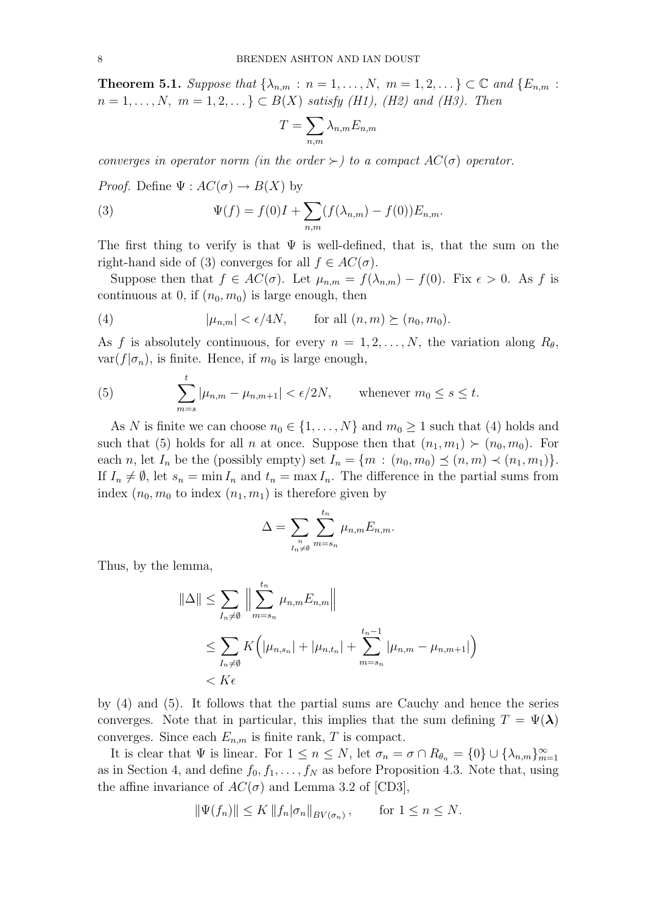**Theorem 5.1.** *Suppose that $\{\lambda_{n,m} : n = 1, \dots, N,\ m = 1, 2, \dots\} \subset \mathbb{C}$ and $\{E_{n,m} : n = 1, \dots, N,\ m = 1, 2, \dots\} \subset B(X)$ satisfy (H1), (H2) and (H3). Then*

$$T = \sum_{n,m} \lambda_{n,m} E_{n,m}$$

*converges in operator norm (in the order $\succ$) to a compact $AC(\sigma)$ operator.*

*Proof.* Define $\Psi : AC(\sigma) \to B(X)$ by

$$\Psi(f) = f(0)I + \sum_{n,m} (f(\lambda_{n,m}) - f(0))E_{n,m}. \tag{3}$$

The first thing to verify is that $\Psi$ is well-defined, that is, that the sum on the right-hand side of (3) converges for all $f \in AC(\sigma)$.

Suppose then that $f \in AC(\sigma)$. Let $\mu_{n,m} = f(\lambda_{n,m}) - f(0)$. Fix $\epsilon > 0$. As $f$ is continuous at 0, if $(n_0, m_0)$ is large enough, then

$$|\mu_{n,m}| < \epsilon/4N, \qquad \text{for all } (n, m) \succeq (n_0, m_0). \tag{4}$$

As $f$ is absolutely continuous, for every $n = 1, 2, \dots, N$, the variation along $R_\theta$, $\operatorname{var}(f|\sigma_n)$, is finite. Hence, if $m_0$ is large enough,

$$\sum_{m=s}^{t} |\mu_{n,m} - \mu_{n,m+1}| < \epsilon/2N, \qquad \text{whenever } m_0 \le s \le t. \tag{5}$$

As $N$ is finite we can choose $n_0 \in \{1, \dots, N\}$ and $m_0 \ge 1$ such that (4) holds and such that (5) holds for all $n$ at once. Suppose then that $(n_1, m_1) \succ (n_0, m_0)$. For each $n$, let $I_n$ be the (possibly empty) set $I_n = \{m : (n_0, m_0) \preceq (n, m) \prec (n_1, m_1)\}$. If $I_n \ne \emptyset$, let $s_n = \min I_n$ and $t_n = \max I_n$. The difference in the partial sums from index $(n_0, m_0$ to index $(n_1, m_1)$ is therefore given by

$$\Delta = \sum_{\substack{n \\ I_n \ne \emptyset}} \sum_{m=s_n}^{t_n} \mu_{n,m} E_{n,m}.$$

Thus, by the lemma,

$$\begin{aligned}
\|\Delta\| &\le \sum_{I_n \ne \emptyset} \Big\| \sum_{m=s_n}^{t_n} \mu_{n,m} E_{n,m} \Big\| \\
&\le \sum_{I_n \ne \emptyset} K\Big( |\mu_{n,s_n}| + |\mu_{n,t_n}| + \sum_{m=s_n}^{t_n - 1} |\mu_{n,m} - \mu_{n,m+1}| \Big) \\
&< K\epsilon
\end{aligned}$$

by (4) and (5). It follows that the partial sums are Cauchy and hence the series converges. Note that in particular, this implies that the sum defining $T = \Psi(\boldsymbol{\lambda})$ converges. Since each $E_{n,m}$ is finite rank, $T$ is compact.

It is clear that $\Psi$ is linear. For $1 \le n \le N$, let $\sigma_n = \sigma \cap R_{\theta_n} = \{0\} \cup \{\lambda_{n,m}\}_{m=1}^\infty$ as in Section 4, and define $f_0, f_1, \dots, f_N$ as before Proposition 4.3. Note that, using the affine invariance of $AC(\sigma)$ and Lemma 3.2 of [CD3],

$$\|\Psi(f_n)\| \le K \, \|f_n|\sigma_n\|_{BV(\sigma_n)}, \qquad \text{for } 1 \le n \le N.$$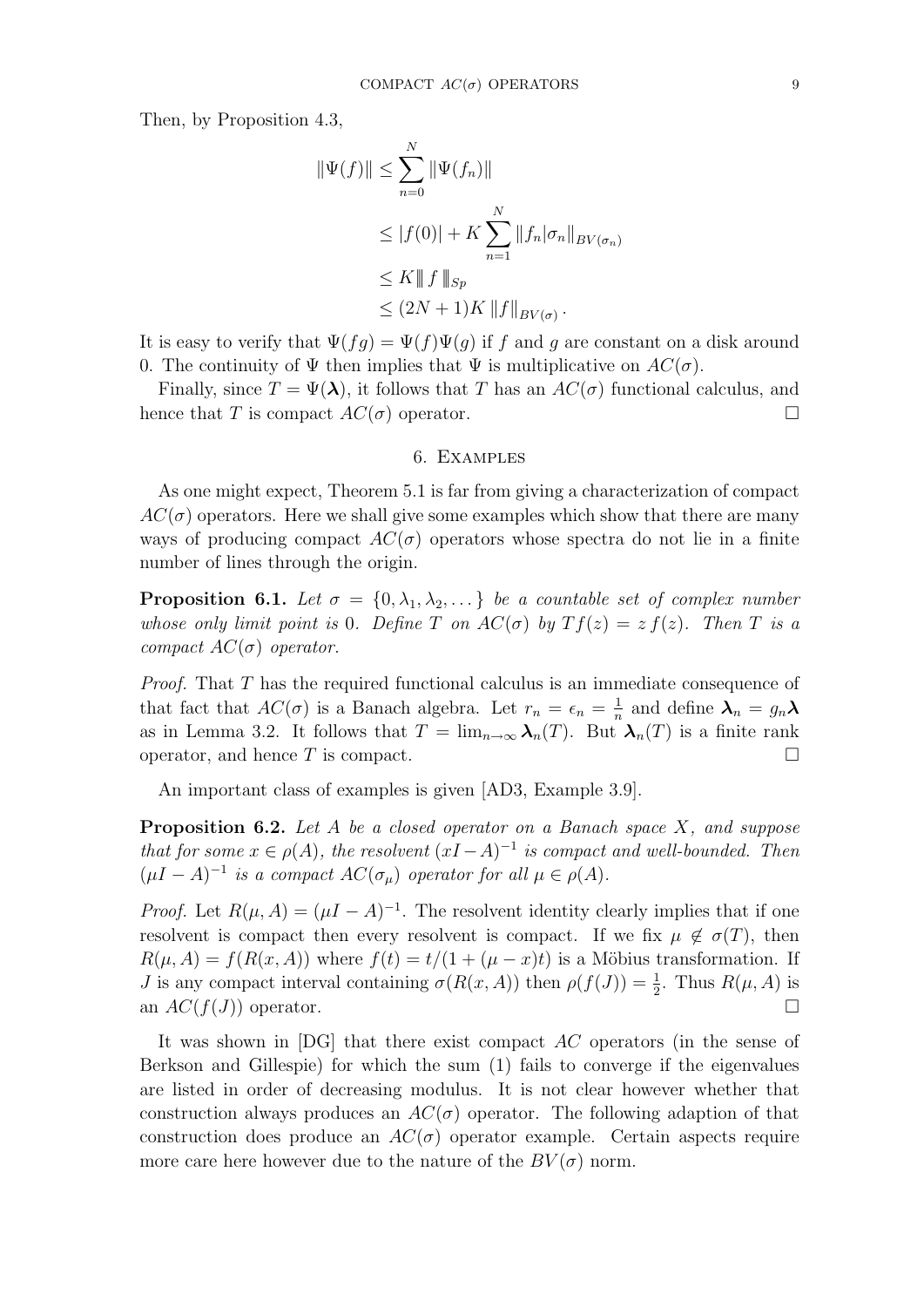Then, by Proposition 4.3,

$$
\begin{aligned}
\|\Psi(f)\| &\le \sum_{n=0}^{N} \|\Psi(f_n)\| \\
&\le |f(0)| + K \sum_{n=1}^{N} \|f_n|\sigma_n\|_{BV(\sigma_n)} \\
&\le K \|\, f \,\|_{Sp} \\
&\le (2N+1)K \,\|f\|_{BV(\sigma)} .
\end{aligned}
$$

It is easy to verify that $\Psi(fg) = \Psi(f)\Psi(g)$ if $f$ and $g$ are constant on a disk around 0. The continuity of $\Psi$ then implies that $\Psi$ is multiplicative on $AC(\sigma)$.

Finally, since $T = \Psi(\boldsymbol{\lambda})$, it follows that $T$ has an $AC(\sigma)$ functional calculus, and hence that $T$ is compact $AC(\sigma)$ operator. □

## 6. Examples

As one might expect, Theorem 5.1 is far from giving a characterization of compact $AC(\sigma)$ operators. Here we shall give some examples which show that there are many ways of producing compact $AC(\sigma)$ operators whose spectra do not lie in a finite number of lines through the origin.

**Proposition 6.1.** *Let $\sigma = \{0, \lambda_1, \lambda_2, \dots\}$ be a countable set of complex number whose only limit point is 0. Define $T$ on $AC(\sigma)$ by $Tf(z) = z\, f(z)$. Then $T$ is a compact $AC(\sigma)$ operator.*

*Proof.* That $T$ has the required functional calculus is an immediate consequence of that fact that $AC(\sigma)$ is a Banach algebra. Let $r_n = \epsilon_n = \frac{1}{n}$ and define $\boldsymbol{\lambda}_n = g_n \boldsymbol{\lambda}$ as in Lemma 3.2. It follows that $T = \lim_{n\to\infty} \boldsymbol{\lambda}_n(T)$. But $\boldsymbol{\lambda}_n(T)$ is a finite rank operator, and hence $T$ is compact. □

An important class of examples is given [AD3, Example 3.9].

**Proposition 6.2.** *Let $A$ be a closed operator on a Banach space $X$, and suppose that for some $x \in \rho(A)$, the resolvent $(xI - A)^{-1}$ is compact and well-bounded. Then $(\mu I - A)^{-1}$ is a compact $AC(\sigma_\mu)$ operator for all $\mu \in \rho(A)$.*

*Proof.* Let $R(\mu, A) = (\mu I - A)^{-1}$. The resolvent identity clearly implies that if one resolvent is compact then every resolvent is compact. If we fix $\mu \notin \sigma(T)$, then $R(\mu, A) = f(R(x, A))$ where $f(t) = t/(1 + (\mu - x)t)$ is a Möbius transformation. If $J$ is any compact interval containing $\sigma(R(x, A))$ then $\rho(f(J)) = \frac{1}{2}$. Thus $R(\mu, A)$ is an $AC(f(J))$ operator. □

It was shown in [DG] that there exist compact $AC$ operators (in the sense of Berkson and Gillespie) for which the sum (1) fails to converge if the eigenvalues are listed in order of decreasing modulus. It is not clear however whether that construction always produces an $AC(\sigma)$ operator. The following adaption of that construction does produce an $AC(\sigma)$ operator example. Certain aspects require more care here however due to the nature of the $BV(\sigma)$ norm.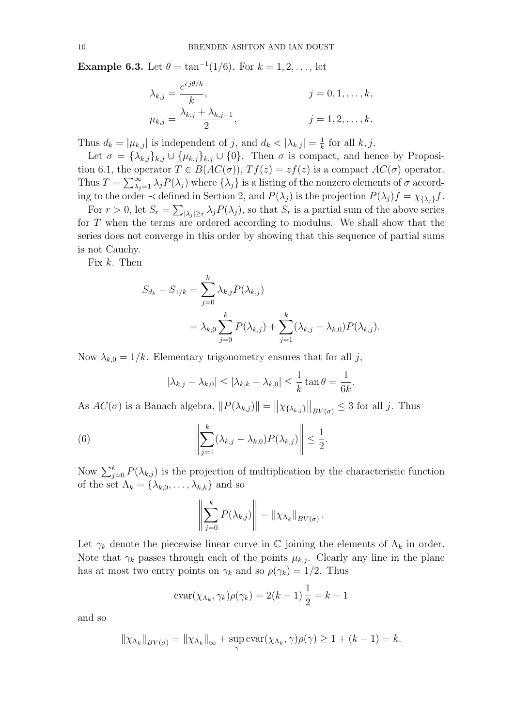**Example 6.3.** Let $\theta = \tan^{-1}(1/6)$. For $k = 1, 2, \dots,$ let

$$\lambda_{k,j} = \frac{e^{ij\theta/k}}{k}, \qquad j = 0, 1, \dots, k,$$

$$\mu_{k,j} = \frac{\lambda_{k,j} + \lambda_{k,j-1}}{2}, \qquad j = 1, 2, \dots, k.$$

Thus $d_k = |\mu_{k,j}|$ is independent of $j$, and $d_k < |\lambda_{k,j}| = \frac{1}{k}$ for all $k, j$.

Let $\sigma = \{\lambda_{k,j}\}_{k,j} \cup \{\mu_{k,j}\}_{k,j} \cup \{0\}$. Then $\sigma$ is compact, and hence by Proposition 6.1, the operator $T \in B(AC(\sigma))$, $Tf(z) = zf(z)$ is a compact $AC(\sigma)$ operator. Thus $T = \sum_{\lambda_j=1}^{\infty} \lambda_j P(\lambda_j)$ where $\{\lambda_j\}$ is a listing of the nonzero elements of $\sigma$ according to the order $\prec$ defined in Section 2, and $P(\lambda_j)$ is the projection $P(\lambda_j)f = \chi_{\{\lambda_j\}}f$.

For $r > 0$, let $S_r = \sum_{|\lambda_j| \geq r} \lambda_j P(\lambda_j)$, so that $S_r$ is a partial sum of the above series for $T$ when the terms are ordered according to modulus. We shall show that the series does not converge in this order by showing that this sequence of partial sums is not Cauchy.

Fix $k$. Then

$$\begin{aligned} S_{d_k} - S_{1/k} &= \sum_{j=0}^{k} \lambda_{k,j} P(\lambda_{k,j}) \\ &= \lambda_{k,0} \sum_{j=0}^{k} P(\lambda_{k,j}) + \sum_{j=1}^{k} (\lambda_{k,j} - \lambda_{k,0}) P(\lambda_{k,j}). \end{aligned}$$

Now $\lambda_{k,0} = 1/k$. Elementary trigonometry ensures that for all $j$,

$$|\lambda_{k,j} - \lambda_{k,0}| \leq |\lambda_{k,k} - \lambda_{k,0}| \leq \frac{1}{k} \tan\theta = \frac{1}{6k}.$$

As $AC(\sigma)$ is a Banach algebra, $\|P(\lambda_{k,j})\| = \left\|\chi_{\{\lambda_{k,j}\}}\right\|_{BV(\sigma)} \leq 3$ for all $j$. Thus

$$\left\| \sum_{j=1}^{k} (\lambda_{k,j} - \lambda_{k,0}) P(\lambda_{k,j}) \right\| \leq \frac{1}{2}. \tag{6}$$

Now $\sum_{j=0}^{k} P(\lambda_{k,j})$ is the projection of multiplication by the characteristic function of the set $\Lambda_k = \{\lambda_{k,0}, \dots, \lambda_{k,k}\}$ and so

$$\left\| \sum_{j=0}^{k} P(\lambda_{k,j}) \right\| = \|\chi_{\Lambda_k}\|_{BV(\sigma)}.$$

Let $\gamma_k$ denote the piecewise linear curve in $\mathbb{C}$ joining the elements of $\Lambda_k$ in order. Note that $\gamma_k$ passes through each of the points $\mu_{k,j}$. Clearly any line in the plane has at most two entry points on $\gamma_k$ and so $\rho(\gamma_k) = 1/2$. Thus

$$\text{cvar}(\chi_{\Lambda_k}, \gamma_k)\rho(\gamma_k) = 2(k-1)\frac{1}{2} = k - 1$$

and so

$$\|\chi_{\Lambda_k}\|_{BV(\sigma)} = \|\chi_{\Lambda_k}\|_{\infty} + \sup_{\gamma} \text{cvar}(\chi_{\Lambda_k}, \gamma)\rho(\gamma) \geq 1 + (k-1) = k.$$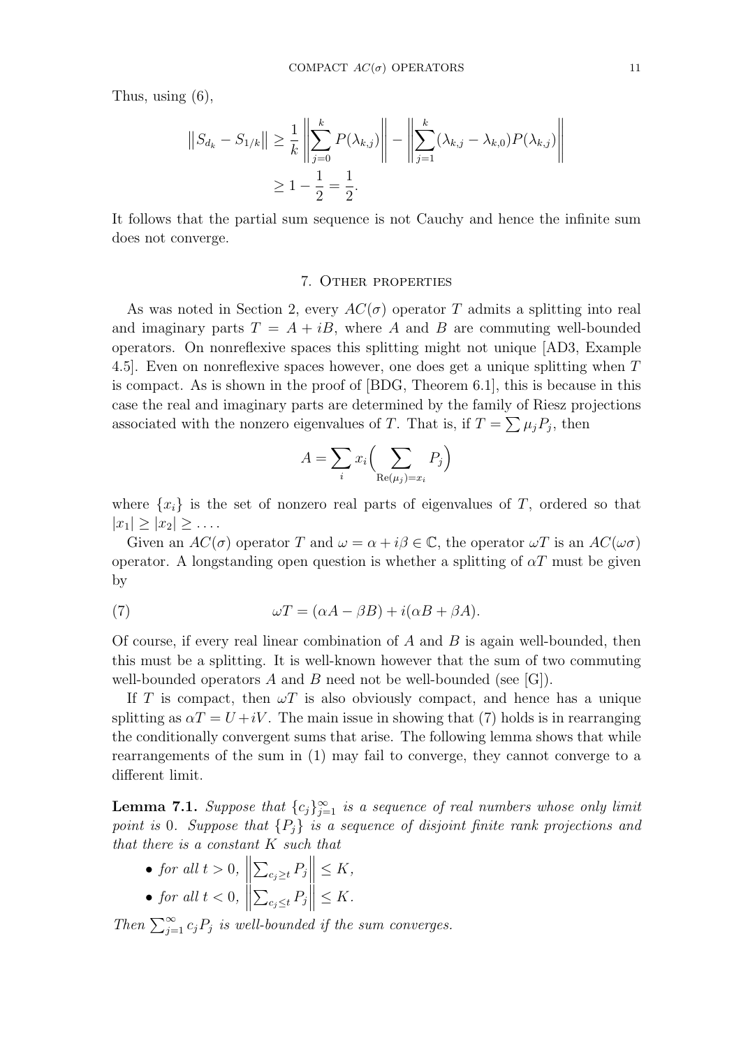Thus, using (6),

$$
\begin{aligned}
\left\| S_{d_k} - S_{1/k} \right\| &\geq \frac{1}{k} \left\| \sum_{j=0}^{k} P(\lambda_{k,j}) \right\| - \left\| \sum_{j=1}^{k} (\lambda_{k,j} - \lambda_{k,0}) P(\lambda_{k,j}) \right\| \\
&\geq 1 - \frac{1}{2} = \frac{1}{2}.
\end{aligned}
$$

It follows that the partial sum sequence is not Cauchy and hence the infinite sum does not converge.

## 7. Other properties

As was noted in Section 2, every $AC(\sigma)$ operator $T$ admits a splitting into real and imaginary parts $T = A + iB$, where $A$ and $B$ are commuting well-bounded operators. On nonreflexive spaces this splitting might not unique [AD3, Example 4.5]. Even on nonreflexive spaces however, one does get a unique splitting when $T$ is compact. As is shown in the proof of [BDG, Theorem 6.1], this is because in this case the real and imaginary parts are determined by the family of Riesz projections associated with the nonzero eigenvalues of $T$. That is, if $T = \sum \mu_j P_j$, then

$$
A = \sum_i x_i \Big( \sum_{\mathrm{Re}(\mu_j) = x_i} P_j \Big)
$$

where $\{x_i\}$ is the set of nonzero real parts of eigenvalues of $T$, ordered so that $|x_1| \geq |x_2| \geq \dots$.

Given an $AC(\sigma)$ operator $T$ and $\omega = \alpha + i\beta \in \mathbb{C}$, the operator $\omega T$ is an $AC(\omega\sigma)$ operator. A longstanding open question is whether a splitting of $\alpha T$ must be given by

$$
\omega T = (\alpha A - \beta B) + i(\alpha B + \beta A). \tag{7}
$$

Of course, if every real linear combination of $A$ and $B$ is again well-bounded, then this must be a splitting. It is well-known however that the sum of two commuting well-bounded operators $A$ and $B$ need not be well-bounded (see [G]).

If $T$ is compact, then $\omega T$ is also obviously compact, and hence has a unique splitting as $\alpha T = U + iV$. The main issue in showing that (7) holds is in rearranging the conditionally convergent sums that arise. The following lemma shows that while rearrangements of the sum in (1) may fail to converge, they cannot converge to a different limit.

**Lemma 7.1.** *Suppose that $\{c_j\}_{j=1}^{\infty}$ is a sequence of real numbers whose only limit point is 0. Suppose that $\{P_j\}$ is a sequence of disjoint finite rank projections and that there is a constant $K$ such that*

- *for all $t > 0$, $\left\| \sum_{c_j \geq t} P_j \right\| \leq K$,*
- *for all $t < 0$, $\left\| \sum_{c_j \leq t} P_j \right\| \leq K$.*

*Then $\sum_{j=1}^{\infty} c_j P_j$ is well-bounded if the sum converges.*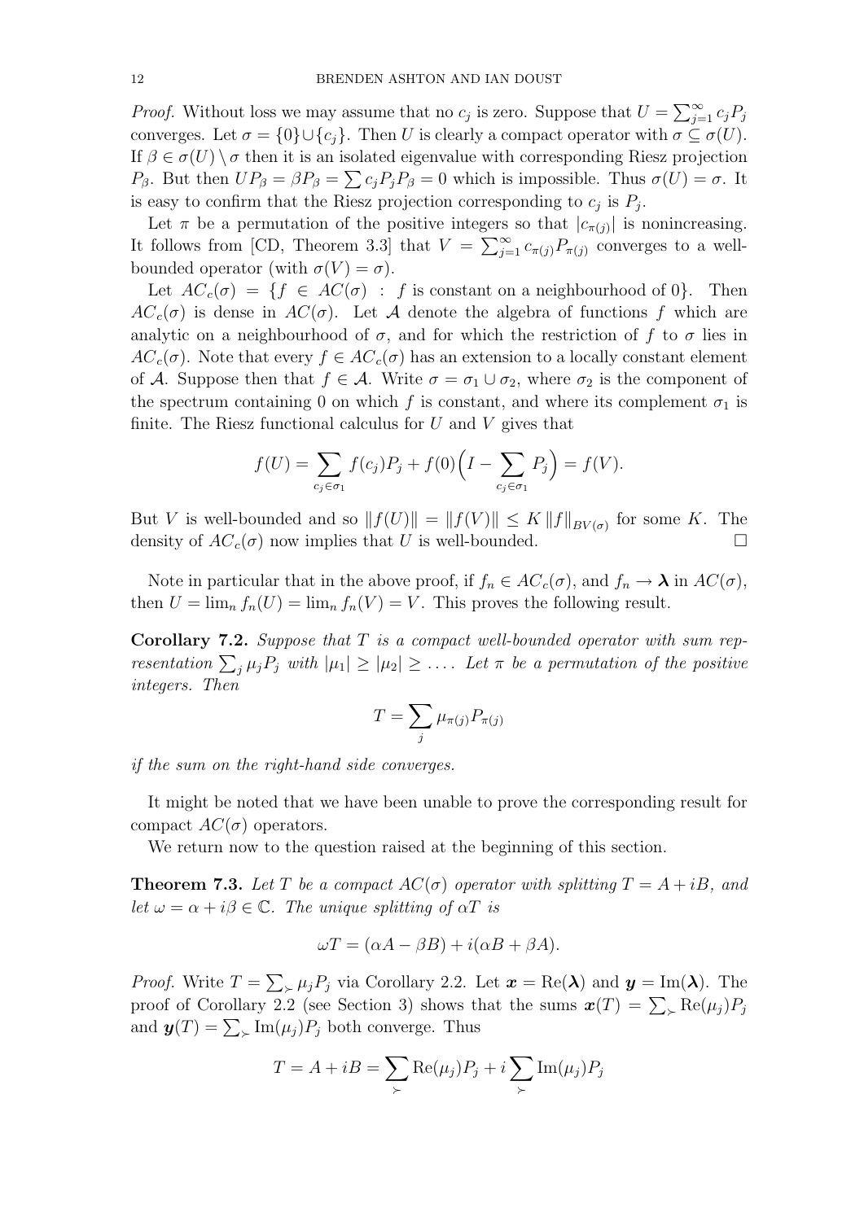*Proof.* Without loss we may assume that no $c_j$ is zero. Suppose that $U = \sum_{j=1}^{\infty} c_j P_j$ converges. Let $\sigma = \{0\} \cup \{c_j\}$. Then $U$ is clearly a compact operator with $\sigma \subseteq \sigma(U)$. If $\beta \in \sigma(U) \setminus \sigma$ then it is an isolated eigenvalue with corresponding Riesz projection $P_\beta$. But then $UP_\beta = \beta P_\beta = \sum c_j P_j P_\beta = 0$ which is impossible. Thus $\sigma(U) = \sigma$. It is easy to confirm that the Riesz projection corresponding to $c_j$ is $P_j$.

Let $\pi$ be a permutation of the positive integers so that $|c_{\pi(j)}|$ is nonincreasing. It follows from [CD, Theorem 3.3] that $V = \sum_{j=1}^{\infty} c_{\pi(j)} P_{\pi(j)}$ converges to a well-bounded operator (with $\sigma(V) = \sigma$).

Let $AC_c(\sigma) = \{f \in AC(\sigma) : f \text{ is constant on a neighbourhood of } 0\}$. Then $AC_c(\sigma)$ is dense in $AC(\sigma)$. Let $\mathcal{A}$ denote the algebra of functions $f$ which are analytic on a neighbourhood of $\sigma$, and for which the restriction of $f$ to $\sigma$ lies in $AC_c(\sigma)$. Note that every $f \in AC_c(\sigma)$ has an extension to a locally constant element of $\mathcal{A}$. Suppose then that $f \in \mathcal{A}$. Write $\sigma = \sigma_1 \cup \sigma_2$, where $\sigma_2$ is the component of the spectrum containing 0 on which $f$ is constant, and where its complement $\sigma_1$ is finite. The Riesz functional calculus for $U$ and $V$ gives that

$$f(U) = \sum_{c_j \in \sigma_1} f(c_j) P_j + f(0)\Big(I - \sum_{c_j \in \sigma_1} P_j\Big) = f(V).$$

But $V$ is well-bounded and so $\|f(U)\| = \|f(V)\| \le K \|f\|_{BV(\sigma)}$ for some $K$. The density of $AC_c(\sigma)$ now implies that $U$ is well-bounded. $\square$

Note in particular that in the above proof, if $f_n \in AC_c(\sigma)$, and $f_n \to \boldsymbol{\lambda}$ in $AC(\sigma)$, then $U = \lim_n f_n(U) = \lim_n f_n(V) = V$. This proves the following result.

**Corollary 7.2.** *Suppose that $T$ is a compact well-bounded operator with sum representation $\sum_j \mu_j P_j$ with $|\mu_1| \ge |\mu_2| \ge \dots$. Let $\pi$ be a permutation of the positive integers. Then*

$$T = \sum_j \mu_{\pi(j)} P_{\pi(j)}$$

*if the sum on the right-hand side converges.*

It might be noted that we have been unable to prove the corresponding result for compact $AC(\sigma)$ operators.

We return now to the question raised at the beginning of this section.

**Theorem 7.3.** *Let $T$ be a compact $AC(\sigma)$ operator with splitting $T = A + iB$, and let $\omega = \alpha + i\beta \in \mathbb{C}$. The unique splitting of $\alpha T$ is*

$$\omega T = (\alpha A - \beta B) + i(\alpha B + \beta A).$$

*Proof.* Write $T = \sum_{\succ} \mu_j P_j$ via Corollary 2.2. Let $\boldsymbol{x} = \mathrm{Re}(\boldsymbol{\lambda})$ and $\boldsymbol{y} = \mathrm{Im}(\boldsymbol{\lambda})$. The proof of Corollary 2.2 (see Section 3) shows that the sums $\boldsymbol{x}(T) = \sum_{\succ} \mathrm{Re}(\mu_j) P_j$ and $\boldsymbol{y}(T) = \sum_{\succ} \mathrm{Im}(\mu_j) P_j$ both converge. Thus

$$T = A + iB = \sum_{\succ} \mathrm{Re}(\mu_j) P_j + i \sum_{\succ} \mathrm{Im}(\mu_j) P_j$$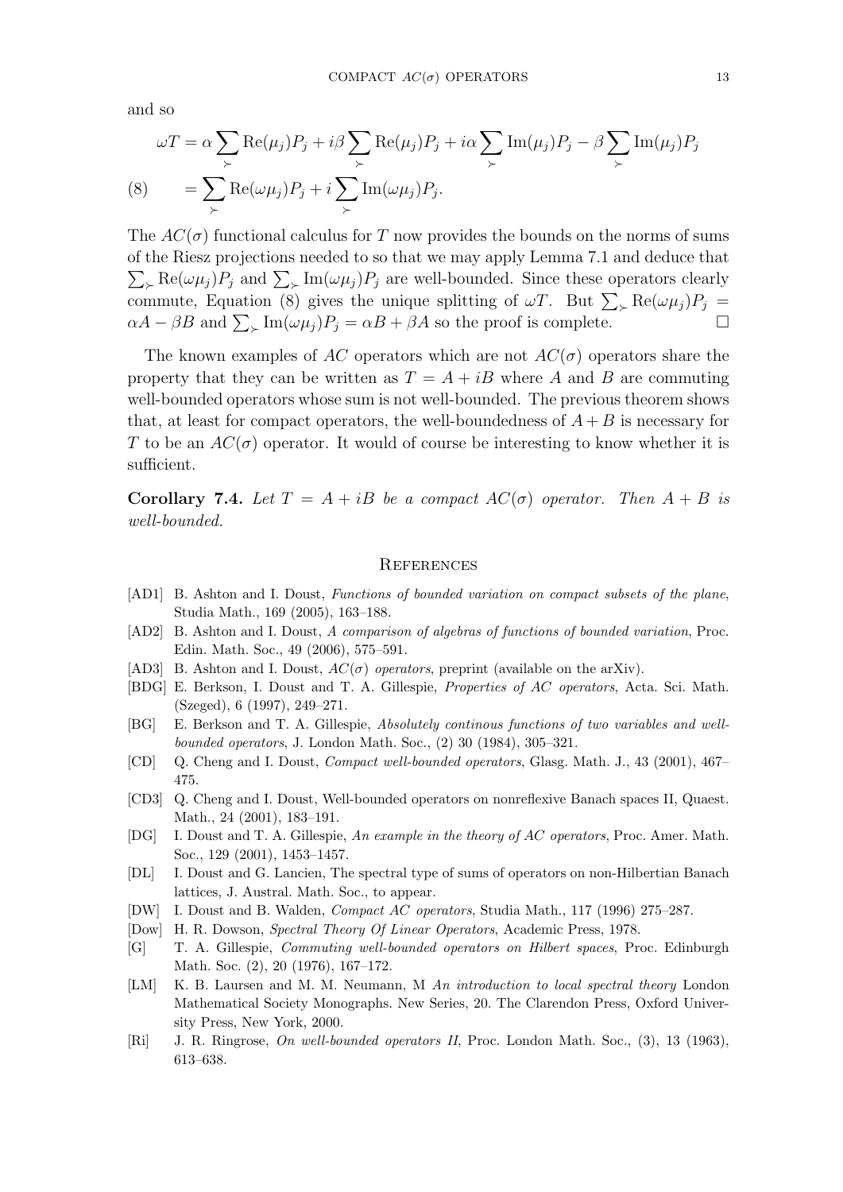and so

$$\omega T = \alpha \sum_{\succ} \mathrm{Re}(\mu_j) P_j + i\beta \sum_{\succ} \mathrm{Re}(\mu_j) P_j + i\alpha \sum_{\succ} \mathrm{Im}(\mu_j) P_j - \beta \sum_{\succ} \mathrm{Im}(\mu_j) P_j$$

$$= \sum_{\succ} \mathrm{Re}(\omega\mu_j) P_j + i \sum_{\succ} \mathrm{Im}(\omega\mu_j) P_j. \tag{8}$$

The $AC(\sigma)$ functional calculus for $T$ now provides the bounds on the norms of sums of the Riesz projections needed to so that we may apply Lemma 7.1 and deduce that $\sum_{\succ} \mathrm{Re}(\omega\mu_j)P_j$ and $\sum_{\succ} \mathrm{Im}(\omega\mu_j)P_j$ are well-bounded. Since these operators clearly commute, Equation (8) gives the unique splitting of $\omega T$. But $\sum_{\succ} \mathrm{Re}(\omega\mu_j)P_j = \alpha A - \beta B$ and $\sum_{\succ} \mathrm{Im}(\omega\mu_j)P_j = \alpha B + \beta A$ so the proof is complete. □

The known examples of $AC$ operators which are not $AC(\sigma)$ operators share the property that they can be written as $T = A + iB$ where $A$ and $B$ are commuting well-bounded operators whose sum is not well-bounded. The previous theorem shows that, at least for compact operators, the well-boundedness of $A + B$ is necessary for $T$ to be an $AC(\sigma)$ operator. It would of course be interesting to know whether it is sufficient.

**Corollary 7.4.** *Let $T = A + iB$ be a compact $AC(\sigma)$ operator. Then $A + B$ is well-bounded.*

## References

[AD1] B. Ashton and I. Doust, *Functions of bounded variation on compact subsets of the plane*, Studia Math., 169 (2005), 163–188.

[AD2] B. Ashton and I. Doust, *A comparison of algebras of functions of bounded variation*, Proc. Edin. Math. Soc., 49 (2006), 575–591.

[AD3] B. Ashton and I. Doust, *$AC(\sigma)$ operators*, preprint (available on the arXiv).

[BDG] E. Berkson, I. Doust and T. A. Gillespie, *Properties of AC operators*, Acta. Sci. Math. (Szeged), 6 (1997), 249–271.

[BG] E. Berkson and T. A. Gillespie, *Absolutely continous functions of two variables and well-bounded operators*, J. London Math. Soc., (2) 30 (1984), 305–321.

[CD] Q. Cheng and I. Doust, *Compact well-bounded operators*, Glasg. Math. J., 43 (2001), 467–475.

[CD3] Q. Cheng and I. Doust, Well-bounded operators on nonreflexive Banach spaces II, Quaest. Math., 24 (2001), 183–191.

[DG] I. Doust and T. A. Gillespie, *An example in the theory of AC operators*, Proc. Amer. Math. Soc., 129 (2001), 1453–1457.

[DL] I. Doust and G. Lancien, The spectral type of sums of operators on non-Hilbertian Banach lattices, J. Austral. Math. Soc., to appear.

[DW] I. Doust and B. Walden, *Compact AC operators*, Studia Math., 117 (1996) 275–287.

[Dow] H. R. Dowson, *Spectral Theory Of Linear Operators*, Academic Press, 1978.

[G] T. A. Gillespie, *Commuting well-bounded operators on Hilbert spaces*, Proc. Edinburgh Math. Soc. (2), 20 (1976), 167–172.

[LM] K. B. Laursen and M. M. Neumann, M *An introduction to local spectral theory* London Mathematical Society Monographs. New Series, 20. The Clarendon Press, Oxford University Press, New York, 2000.

[Ri] J. R. Ringrose, *On well-bounded operators II*, Proc. London Math. Soc., (3), 13 (1963), 613–638.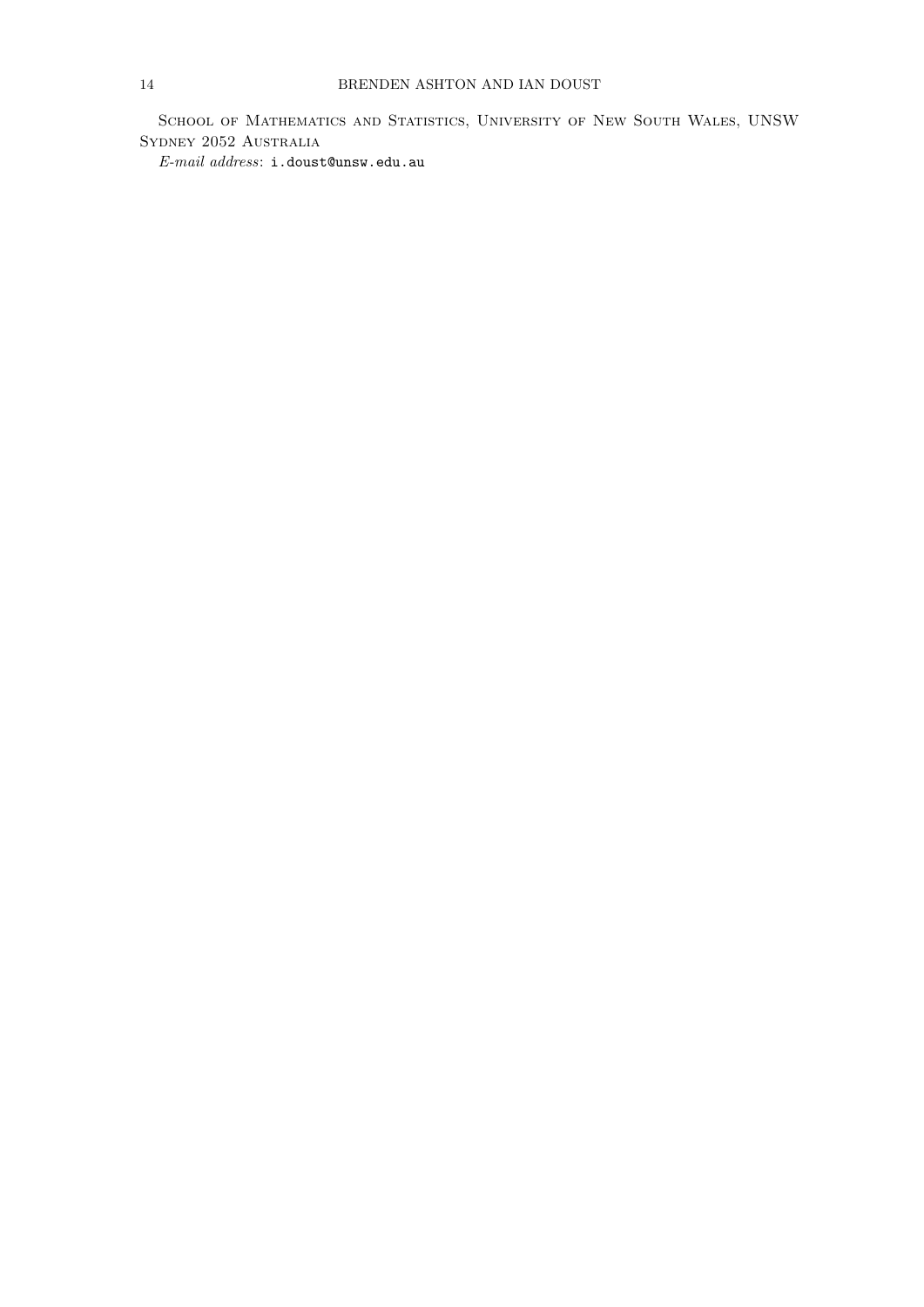School of Mathematics and Statistics, University of New South Wales, UNSW Sydney 2052 Australia

*E-mail address*: i.doust@unsw.edu.au